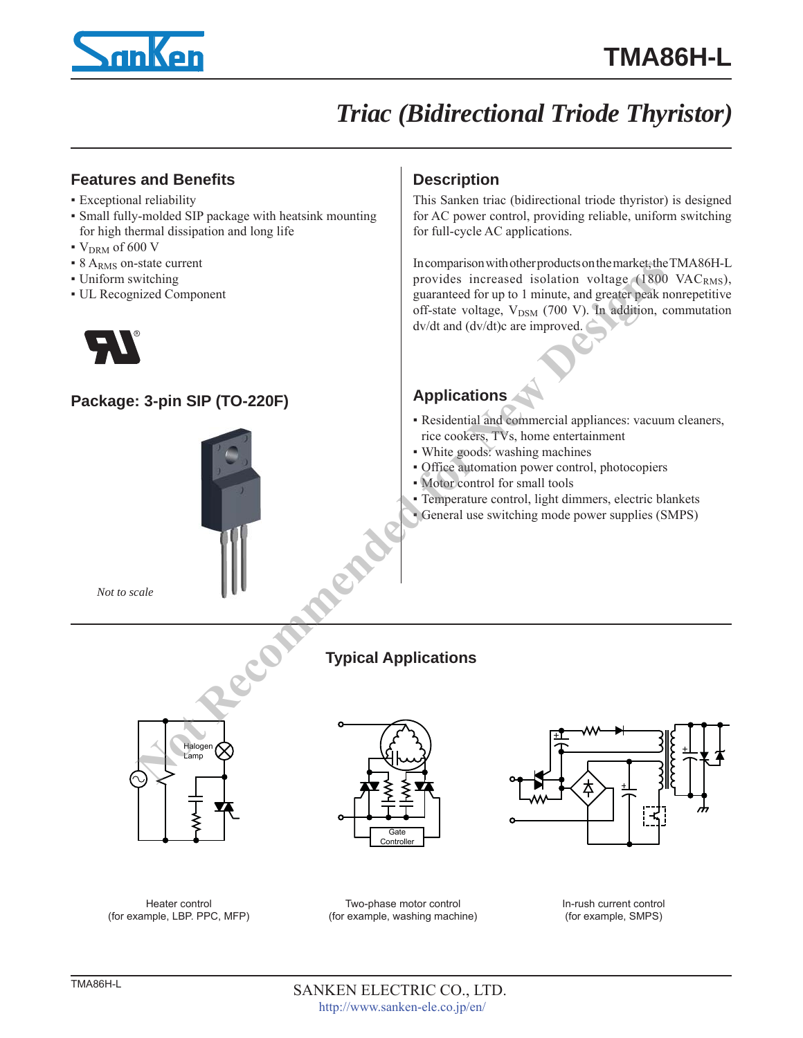# TMA86H-L

## Triac (Bidirectional Triode Thyristor)

### Features and Benefits

- Exceptional reliability
- Small fully-molded SIP package with heatsink mounting for high thermal dissipation and long life
- $V_{DRM}$ of 600 V
- 8 $A_{RMS}$ on-state current
- Uniform switching
- UL Recognized Component

### Package: 3-pin SIP (TO-220F)

*Not to scale*

### Description

This Sanken triac (bidirectional triode thyristor) is designed for AC power control, providing reliable, uniform switching for full-cycle AC applications.

In comparison with other products on the market, the TMA86H-L provides increased isolation voltage (1800 $VAC_{RMS}$), guaranteed for up to 1 minute, and greater peak nonrepetitive off-state voltage, $V_{DSM}$ (700 V). In addition, commutation dv/dt and (dv/dt)c are improved.

### Applications

- Residential and commercial appliances: vacuum cleaners, rice cookers, TVs, home entertainment
- White goods: washing machines
- Office automation power control, photocopiers
- Motor control for small tools
- Temperature control, light dimmers, electric blankets
- General use switching mode power supplies (SMPS)

Not Recommended for New Designs

## Typical Applications

Halogen Lamp

Heater control (for example, LBP. PPC, MFP)

Gate Controller

Two-phase motor control (for example, washing machine)

In-rush current control (for example, SMPS)

SANKEN ELECTRIC CO., LTD.
http://www.sanken-ele.co.jp/en/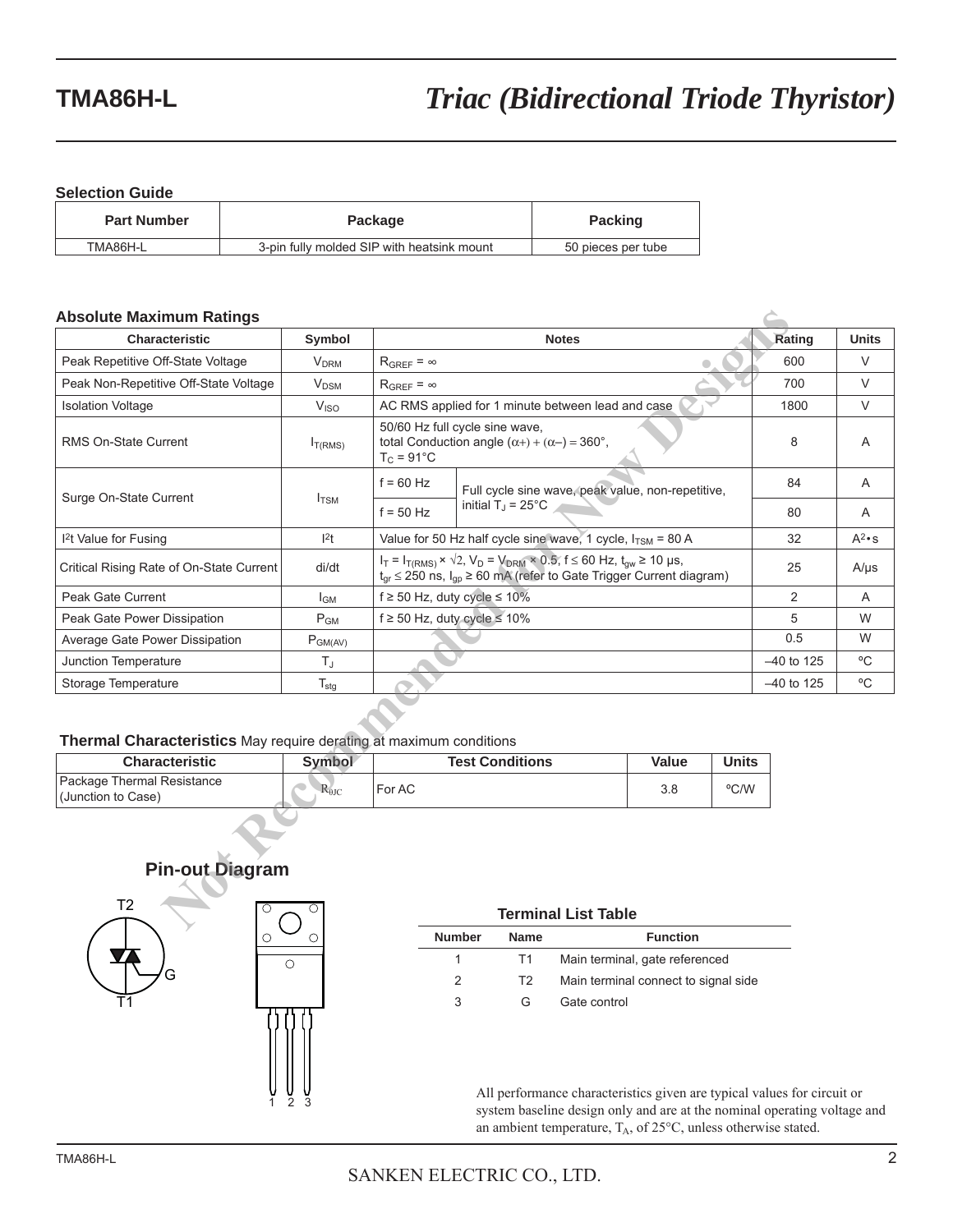# TMA86H-L

# *Triac (Bidirectional Triode Thyristor)*

**Selection Guide**

| Part Number | Package | Packing |
|---|---|---|
| TMA86H-L | 3-pin fully molded SIP with heatsink mount | 50 pieces per tube |

**Absolute Maximum Ratings**

| Characteristic | Symbol | Notes | | Rating | Units |
|---|---|---|---|---|---|
| Peak Repetitive Off-State Voltage | $V_{DRM}$ | $R_{GREF} = \infty$ | | 600 | V |
| Peak Non-Repetitive Off-State Voltage | $V_{DSM}$ | $R_{GREF} = \infty$ | | 700 | V |
| Isolation Voltage | $V_{ISO}$ | AC RMS applied for 1 minute between lead and case | | 1800 | V |
| RMS On-State Current | $I_{T(RMS)}$ | 50/60 Hz full cycle sine wave, total Conduction angle $(\alpha+) + (\alpha-) = 360°$, $T_C$ = 91°C | | 8 | A |
| Surge On-State Current | $I_{TSM}$ | f = 60 Hz | Full cycle sine wave, peak value, non-repetitive, initial $T_J$ = 25°C | 84 | A |
| | | f = 50 Hz | | 80 | A |
| $I^2t$ Value for Fusing | $I^2t$ | Value for 50 Hz half cycle sine wave, 1 cycle, $I_{TSM}$ = 80 A | | 32 | $A^2 \cdot s$ |
| Critical Rising Rate of On-State Current | di/dt | $I_T = I_{T(RMS)} \times \sqrt{2}$, $V_D = V_{DRM} \times 0.5$, f ≤ 60 Hz, $t_{gw}$ ≥ 10 μs, $t_{gr}$ ≤ 250 ns, $I_{gp}$ ≥ 60 mA (refer to Gate Trigger Current diagram) | | 25 | A/μs |
| Peak Gate Current | $I_{GM}$ | f ≥ 50 Hz, duty cycle ≤ 10% | | 2 | A |
| Peak Gate Power Dissipation | $P_{GM}$ | f ≥ 50 Hz, duty cycle ≤ 10% | | 5 | W |
| Average Gate Power Dissipation | $P_{GM(AV)}$ | | | 0.5 | W |
| Junction Temperature | $T_J$ | | | –40 to 125 | ºC |
| Storage Temperature | $T_{stg}$ | | | –40 to 125 | ºC |

**Thermal Characteristics** May require derating at maximum conditions

| Characteristic | Symbol | Test Conditions | Value | Units |
|---|---|---|---|---|
| Package Thermal Resistance (Junction to Case) | $R_{\theta JC}$ | For AC | 3.8 | ºC/W |

**Pin-out Diagram**

T2, G, T1 — pins 1 2 3

**Terminal List Table**

| Number | Name | Function |
|---|---|---|
| 1 | T1 | Main terminal, gate referenced |
| 2 | T2 | Main terminal connect to signal side |
| 3 | G | Gate control |

All performance characteristics given are typical values for circuit or system baseline design only and are at the nominal operating voltage and an ambient temperature, $T_A$, of 25°C, unless otherwise stated.

Not Recommended for New Designs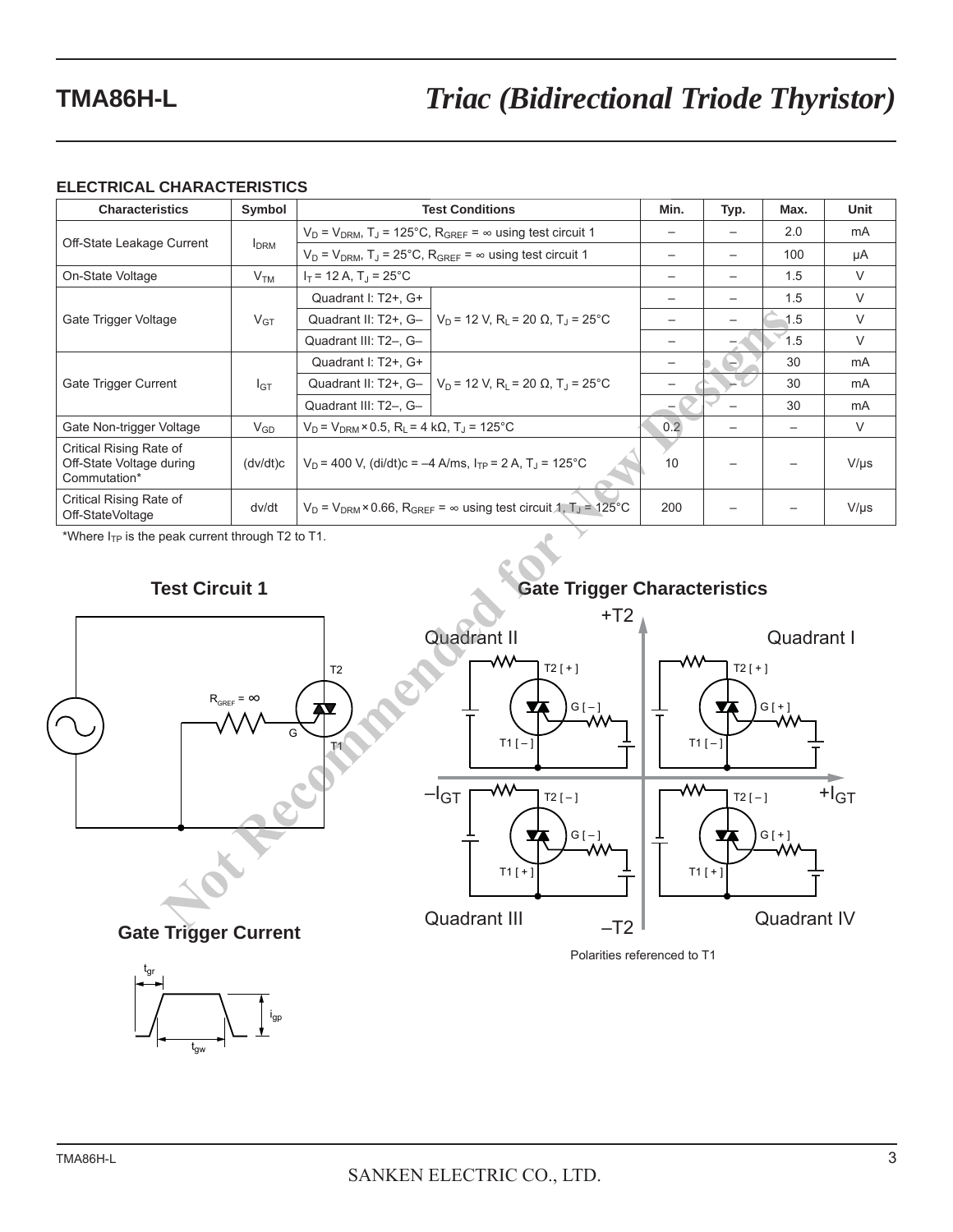# TMA86H-L

## *Triac (Bidirectional Triode Thyristor)*

### ELECTRICAL CHARACTERISTICS

| Characteristics | Symbol | Test Conditions | | Min. | Typ. | Max. | Unit |
|---|---|---|---|---|---|---|---|
| Off-State Leakage Current | $I_{DRM}$ | $V_D = V_{DRM}$, $T_J = 125°C$, $R_{GREF} = \infty$ using test circuit 1 | | – | – | 2.0 | mA |
| | | $V_D = V_{DRM}$, $T_J = 25°C$, $R_{GREF} = \infty$ using test circuit 1 | | – | – | 100 | µA |
| On-State Voltage | $V_{TM}$ | $I_T = 12$ A, $T_J = 25°C$ | | – | – | 1.5 | V |
| Gate Trigger Voltage | $V_{GT}$ | Quadrant I: T2+, G+ | $V_D = 12$ V, $R_L = 20\ \Omega$, $T_J = 25°C$ | – | – | 1.5 | V |
| | | Quadrant II: T2+, G– | | – | – | 1.5 | V |
| | | Quadrant III: T2–, G– | | – | – | 1.5 | V |
| Gate Trigger Current | $I_{GT}$ | Quadrant I: T2+, G+ | $V_D = 12$ V, $R_L = 20\ \Omega$, $T_J = 25°C$ | – | – | 30 | mA |
| | | Quadrant II: T2+, G– | | – | – | 30 | mA |
| | | Quadrant III: T2–, G– | | – | – | 30 | mA |
| Gate Non-trigger Voltage | $V_{GD}$ | $V_D = V_{DRM} \times 0.5$, $R_L = 4$ kΩ, $T_J = 125°C$ | | 0.2 | – | – | V |
| Critical Rising Rate of Off-State Voltage during Commutation* | (dv/dt)c | $V_D = 400$ V, (di/dt)c = –4 A/ms, $I_{TP} = 2$ A, $T_J = 125°C$ | | 10 | – | – | V/µs |
| Critical Rising Rate of Off-StateVoltage | dv/dt | $V_D = V_{DRM} \times 0.66$, $R_{GREF} = \infty$ using test circuit 1, $T_J = 125°C$ | | 200 | – | – | V/µs |

*Where $I_{TP}$ is the peak current through T2 to T1.

**Test Circuit 1**

$R_{GREF} = \infty$, G, T1, T2

**Gate Trigger Characteristics**

+T2, –T2, $-I_{GT}$, $+I_{GT}$

Quadrant II: T2 [ + ], G [ – ], T1 [ – ]
Quadrant I: T2 [ + ], G [ + ], T1 [ – ]
Quadrant III: T2 [ – ], G [ – ], T1 [ + ]
Quadrant IV: T2 [ – ], G [ + ], T1 [ + ]

Polarities referenced to T1

**Gate Trigger Current**

$t_{gr}$, $t_{gw}$, $i_{gp}$

Not Recommended for New Designs

SANKEN ELECTRIC CO., LTD.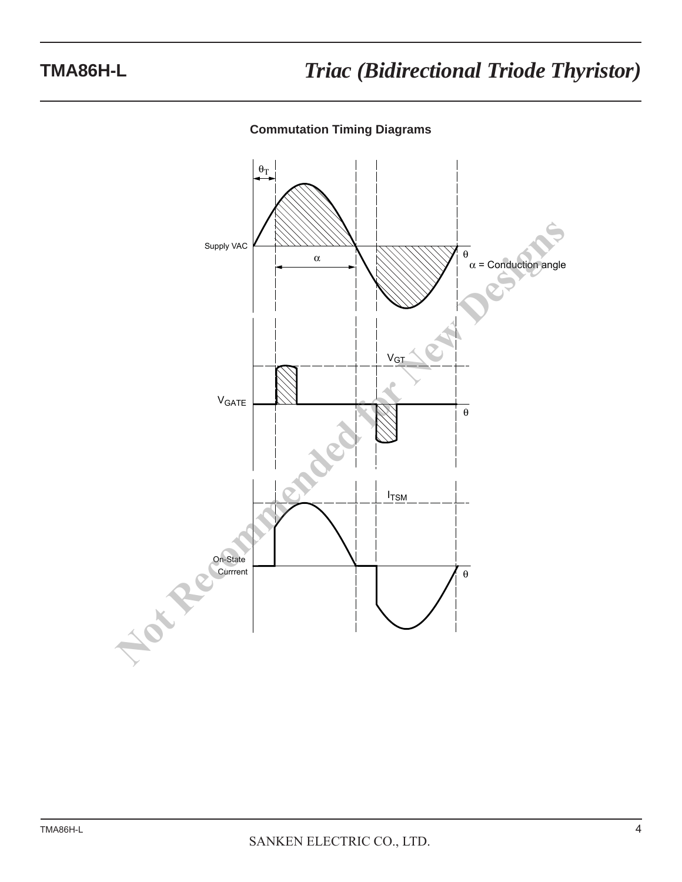## Commutation Timing Diagrams

Supply VAC

$\theta_T$

$\alpha$

$\theta$

$\alpha$ = Conduction angle

$V_{GATE}$

$V_{GT}$

$\theta$

On-State Currrent

$I_{TSM}$

$\theta$

Not Recommended for New Designs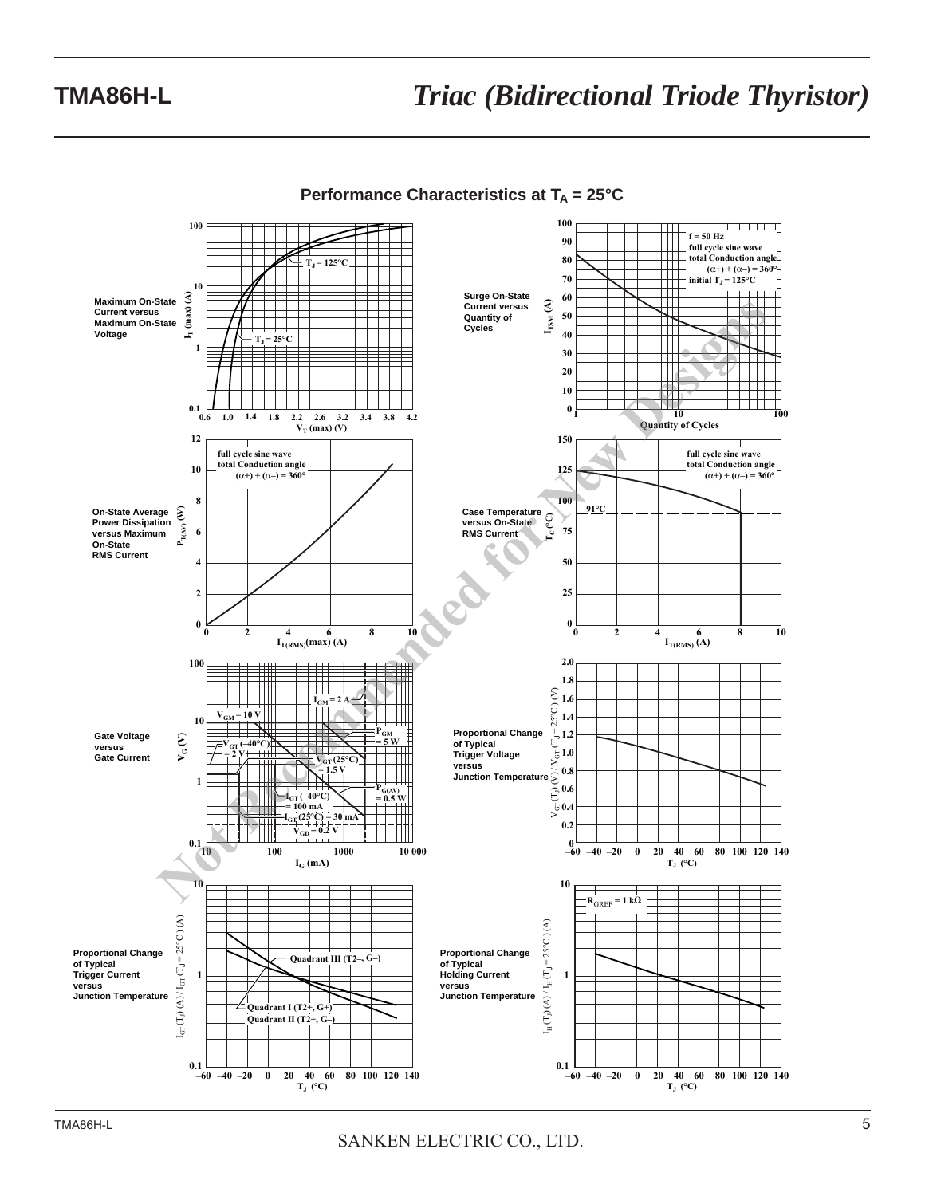## Performance Characteristics at $T_A$ = 25°C

**Maximum On-State Current versus Maximum On-State Voltage**

$I_T$ (max) (A) vs $V_T$ (max) (V); curves: $T_J$ = 125°C, $T_J$ = 25°C

**Surge On-State Current versus Quantity of Cycles**

$I_{TSM}$ (A) vs Quantity of Cycles; f = 50 Hz, full cycle sine wave, total Conduction angle (α+) + (α–) = 360°, initial $T_J$ = 125°C

**On-State Average Power Dissipation versus Maximum On-State RMS Current**

$P_{T(AV)}$ (W) vs $I_{T(RMS)}$(max) (A); full cycle sine wave, total Conduction angle (α+) + (α–) = 360°

**Case Temperature versus On-State RMS Current**

$T_C$ (°C) vs $I_{T(RMS)}$ (A); full cycle sine wave, total Conduction angle (α+) + (α–) = 360°; 91°C

**Gate Voltage versus Gate Current**

$V_G$ (V) vs $I_G$ (mA); $I_{GM}$ = 2 A, $V_{GM}$ = 10 V, $P_{GM}$ = 5 W, $V_{GT}$ (–40°C) = 2 V, $V_{GT}$ (25°C) = 1.5 V, $P_{G(AV)}$ = 0.5 W, $I_{GT}$ (–40°C) = 100 mA, $I_{GT}$ (25°C) = 30 mA, $V_{GD}$ = 0.2 V

**Proportional Change of Typical Trigger Voltage versus Junction Temperature**

$V_{GT}(T_J)$ (V) / $V_{GT}$ ($T_J$ = 25°C) (V) vs $T_J$ (°C)

**Proportional Change of Typical Trigger Current versus Junction Temperature**

$I_{GT}(T_J)$ (A) / $I_{GT}$ ($T_J$ = 25°C) (A) vs $T_J$ (°C); Quadrant III (T2–, G–), Quadrant I (T2+, G+), Quadrant II (T2+, G–)

**Proportional Change of Typical Holding Current versus Junction Temperature**

$I_H(T_J)$ (A) / $I_H$ ($T_J$ = 25°C) (A) vs $T_J$ (°C); $R_{GREF}$ = 1 kΩ

Not Recommended for New Designs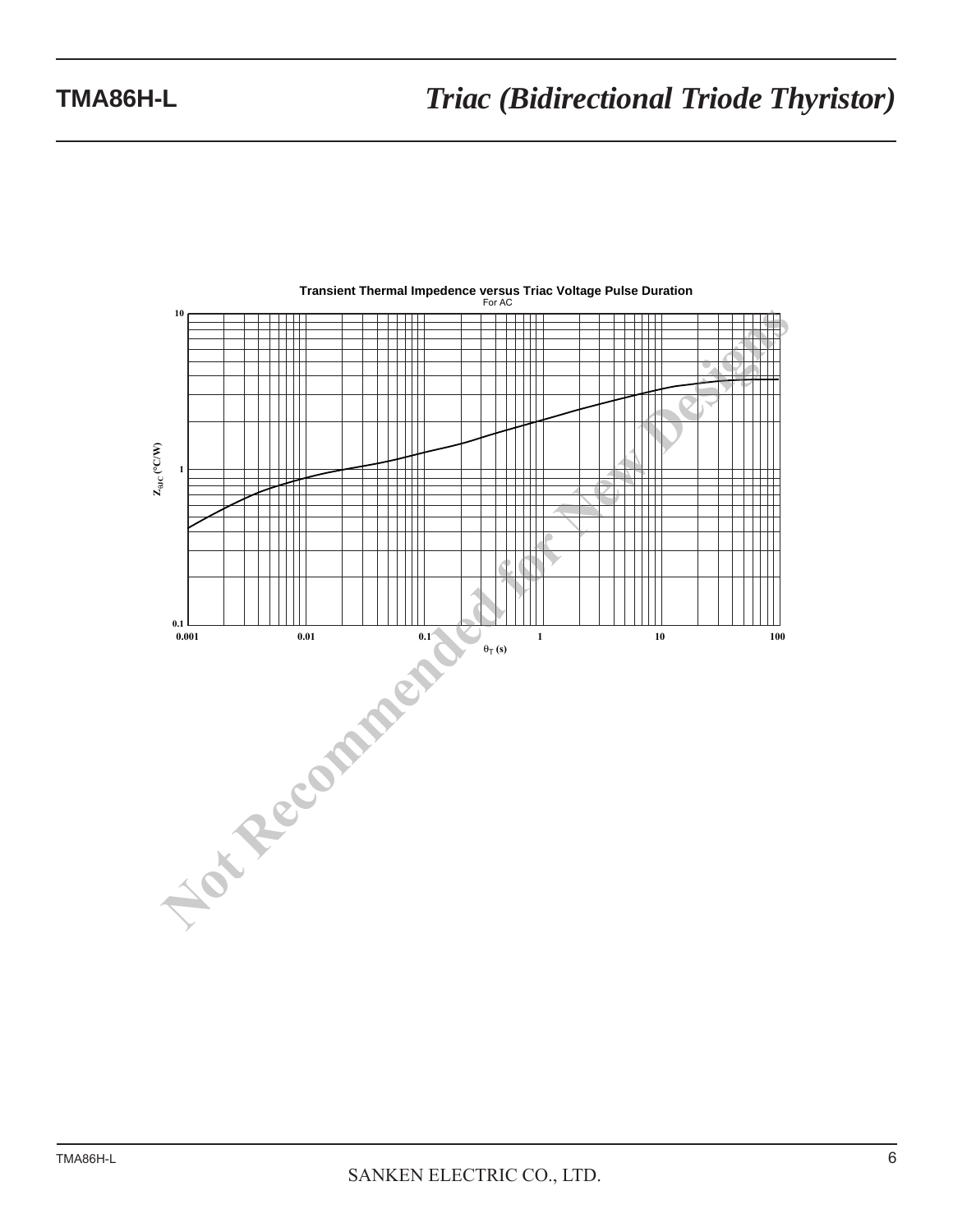Transient Thermal Impedence versus Triac Voltage Pulse Duration

For AC

$Z_{\theta JC}$ (°C/W)

$\theta_T$ (s)

Not Recommended for New Designs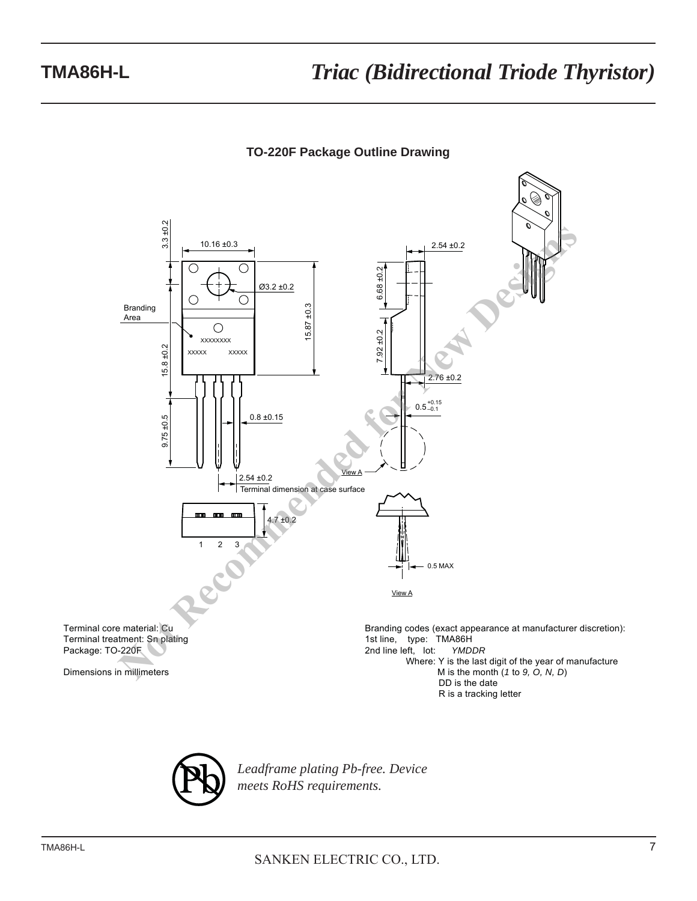# TMA86H-L

## *Triac (Bidirectional Triode Thyristor)*

### TO-220F Package Outline Drawing

Terminal core material: Cu
Terminal treatment: Sn plating
Package: TO-220F

Dimensions in millimeters

Branding codes (exact appearance at manufacturer discretion):
1st line, type: TMA86H
2nd line left, lot: *YMDDR*
Where: Y is the last digit of the year of manufacture
M is the month (*1* to *9, O, N, D*)
DD is the date
R is a tracking letter

*Leadframe plating Pb-free. Device meets RoHS requirements.*

SANKEN ELECTRIC CO., LTD.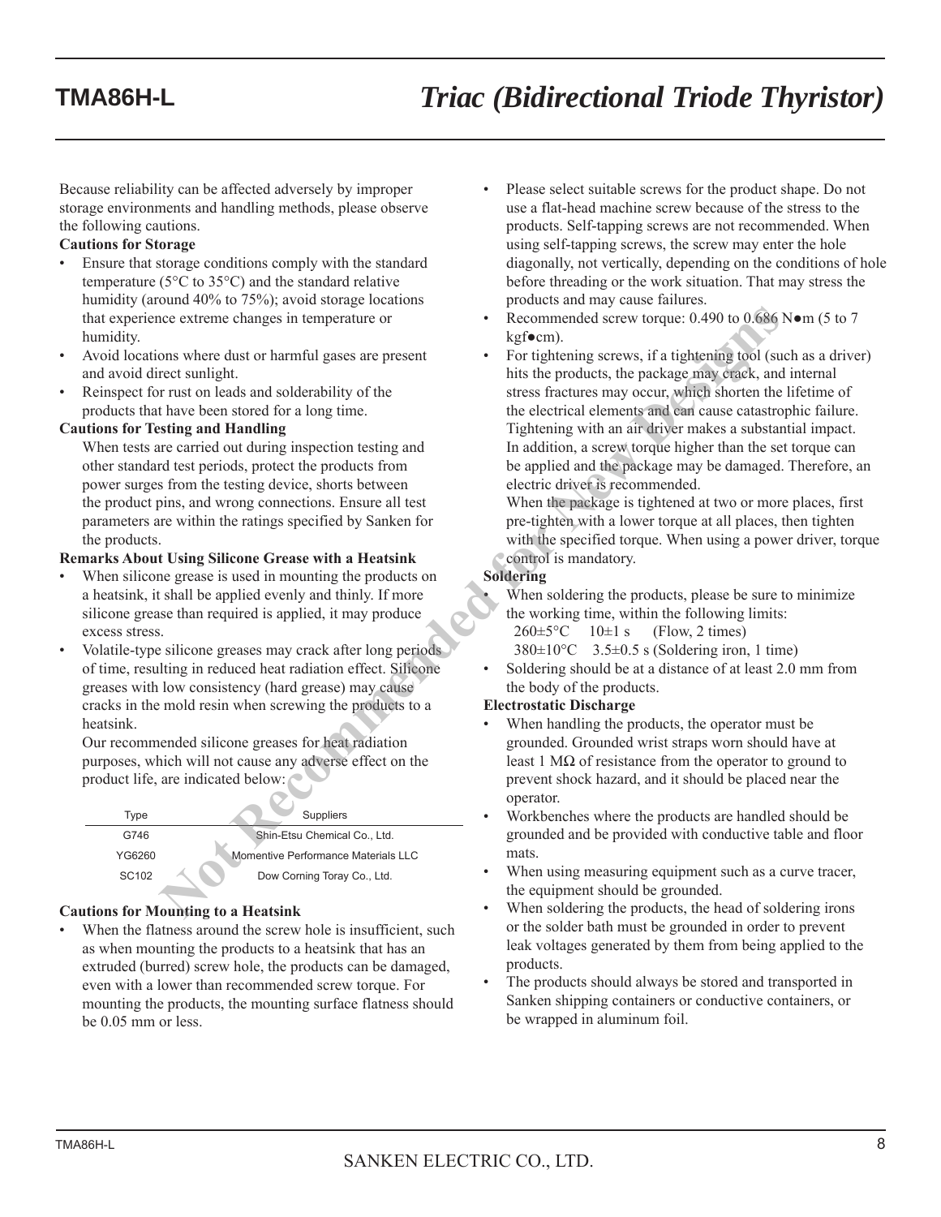# TMA86H-L Triac (Bidirectional Triode Thyristor)

Because reliability can be affected adversely by improper storage environments and handling methods, please observe the following cautions.

**Cautions for Storage**

- Ensure that storage conditions comply with the standard temperature (5°C to 35°C) and the standard relative humidity (around 40% to 75%); avoid storage locations that experience extreme changes in temperature or humidity.
- Avoid locations where dust or harmful gases are present and avoid direct sunlight.
- Reinspect for rust on leads and solderability of the products that have been stored for a long time.

**Cautions for Testing and Handling**

When tests are carried out during inspection testing and other standard test periods, protect the products from power surges from the testing device, shorts between the product pins, and wrong connections. Ensure all test parameters are within the ratings specified by Sanken for the products.

**Remarks About Using Silicone Grease with a Heatsink**

- When silicone grease is used in mounting the products on a heatsink, it shall be applied evenly and thinly. If more silicone grease than required is applied, it may produce excess stress.
- Volatile-type silicone greases may crack after long periods of time, resulting in reduced heat radiation effect. Silicone greases with low consistency (hard grease) may cause cracks in the mold resin when screwing the products to a heatsink.

  Our recommended silicone greases for heat radiation purposes, which will not cause any adverse effect on the product life, are indicated below:

| Type | Suppliers |
|---|---|
| G746 | Shin-Etsu Chemical Co., Ltd. |
| YG6260 | Momentive Performance Materials LLC |
| SC102 | Dow Corning Toray Co., Ltd. |

**Cautions for Mounting to a Heatsink**

- When the flatness around the screw hole is insufficient, such as when mounting the products to a heatsink that has an extruded (burred) screw hole, the products can be damaged, even with a lower than recommended screw torque. For mounting the products, the mounting surface flatness should be 0.05 mm or less.
- Please select suitable screws for the product shape. Do not use a flat-head machine screw because of the stress to the products. Self-tapping screws are not recommended. When using self-tapping screws, the screw may enter the hole diagonally, not vertically, depending on the conditions of hole before threading or the work situation. That may stress the products and may cause failures.
- Recommended screw torque: 0.490 to 0.686 N●m (5 to 7 kgf●cm).
- For tightening screws, if a tightening tool (such as a driver) hits the products, the package may crack, and internal stress fractures may occur, which shorten the lifetime of the electrical elements and can cause catastrophic failure. Tightening with an air driver makes a substantial impact. In addition, a screw torque higher than the set torque can be applied and the package may be damaged. Therefore, an electric driver is recommended.

  When the package is tightened at two or more places, first pre-tighten with a lower torque at all places, then tighten with the specified torque. When using a power driver, torque control is mandatory.

**Soldering**

- When soldering the products, please be sure to minimize the working time, within the following limits:
  - 260±5°C  10±1 s  (Flow, 2 times)
  - 380±10°C  3.5±0.5 s (Soldering iron, 1 time)
- Soldering should be at a distance of at least 2.0 mm from the body of the products.

**Electrostatic Discharge**

- When handling the products, the operator must be grounded. Grounded wrist straps worn should have at least 1 MΩ of resistance from the operator to ground to prevent shock hazard, and it should be placed near the operator.
- Workbenches where the products are handled should be grounded and be provided with conductive table and floor mats.
- When using measuring equipment such as a curve tracer, the equipment should be grounded.
- When soldering the products, the head of soldering irons or the solder bath must be grounded in order to prevent leak voltages generated by them from being applied to the products.
- The products should always be stored and transported in Sanken shipping containers or conductive containers, or be wrapped in aluminum foil.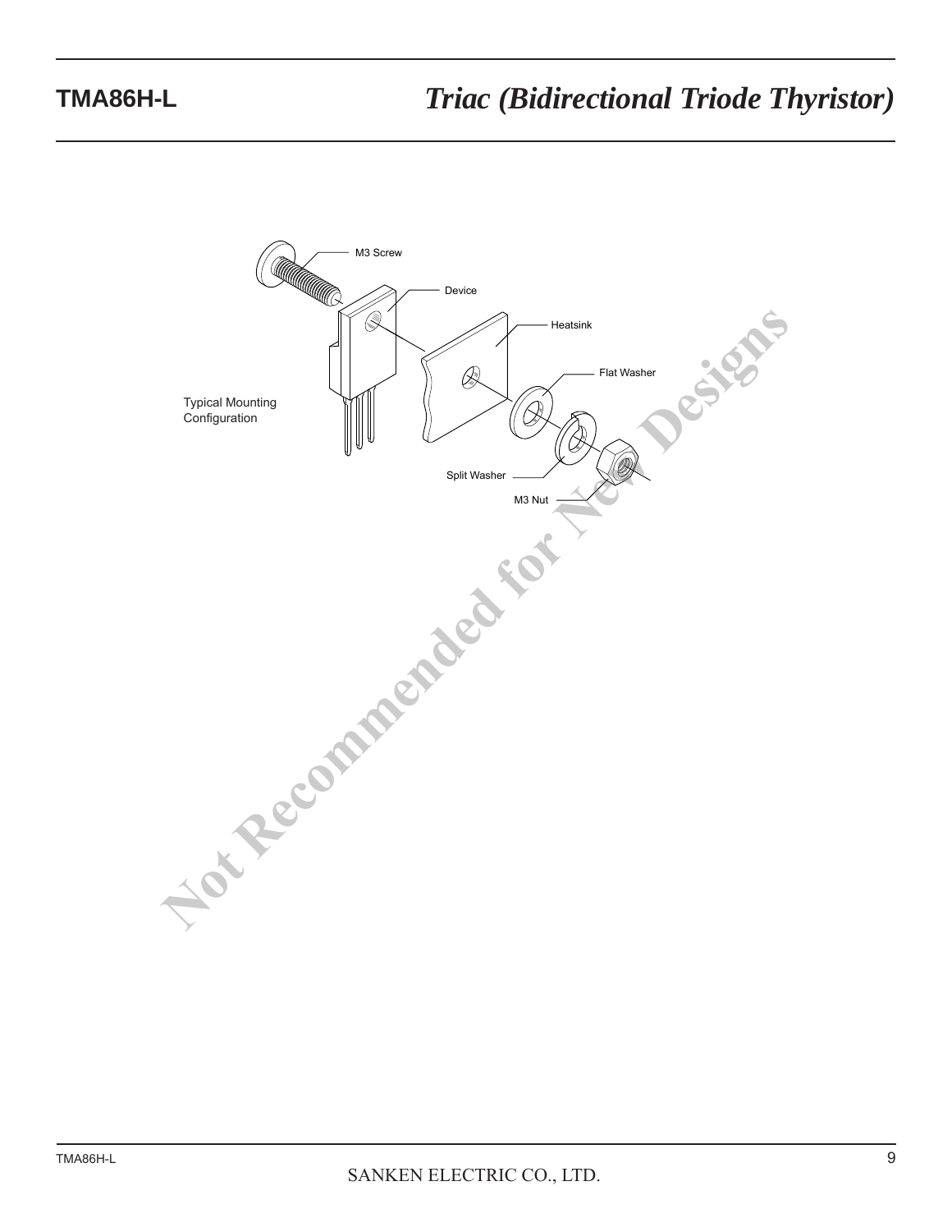Typical Mounting Configuration

M3 Screw

Device

Heatsink

Flat Washer

Split Washer

M3 Nut

Not Recommended for New Designs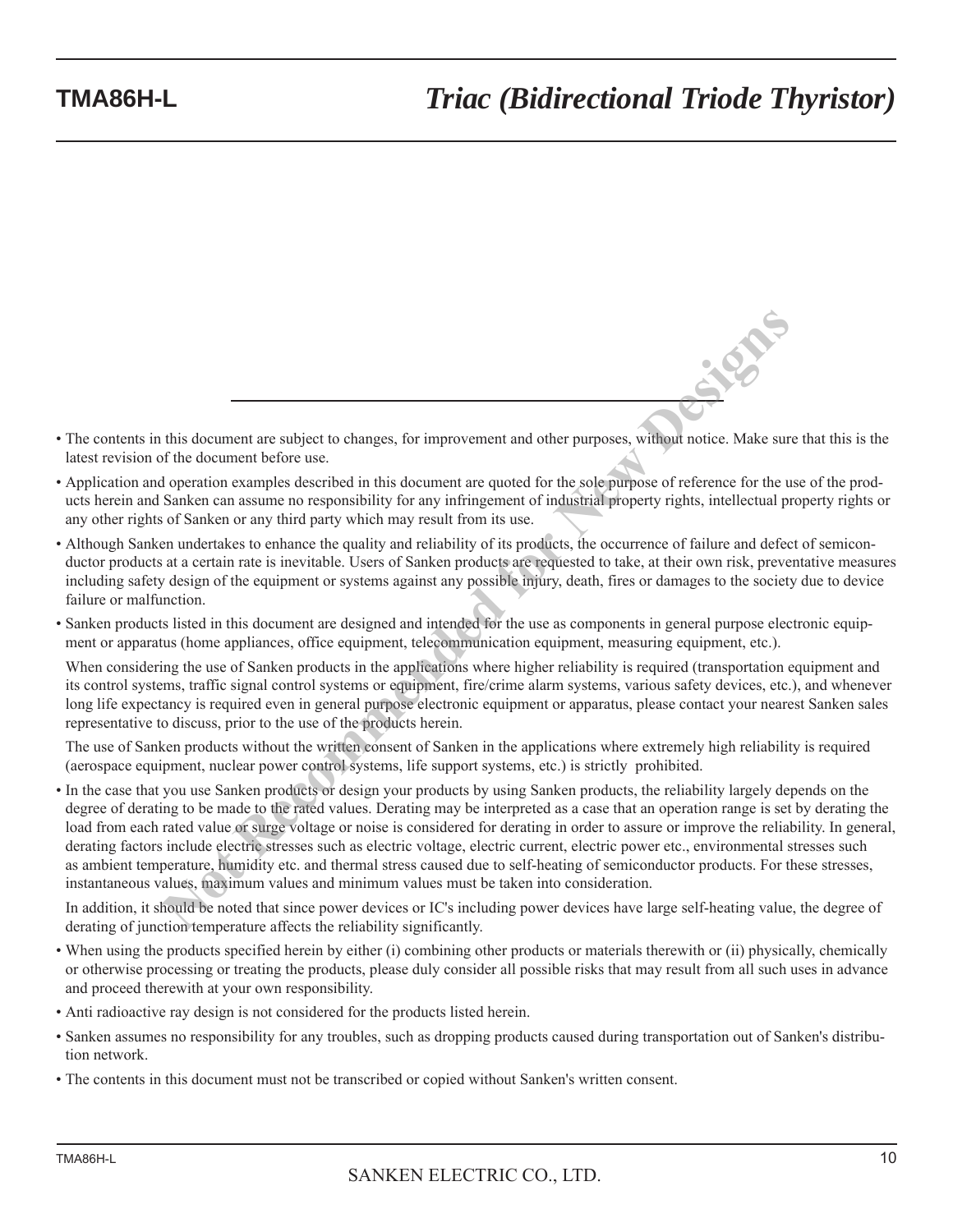- The contents in this document are subject to changes, for improvement and other purposes, without notice. Make sure that this is the latest revision of the document before use.
- Application and operation examples described in this document are quoted for the sole purpose of reference for the use of the products herein and Sanken can assume no responsibility for any infringement of industrial property rights, intellectual property rights or any other rights of Sanken or any third party which may result from its use.
- Although Sanken undertakes to enhance the quality and reliability of its products, the occurrence of failure and defect of semiconductor products at a certain rate is inevitable. Users of Sanken products are requested to take, at their own risk, preventative measures including safety design of the equipment or systems against any possible injury, death, fires or damages to the society due to device failure or malfunction.
- Sanken products listed in this document are designed and intended for the use as components in general purpose electronic equipment or apparatus (home appliances, office equipment, telecommunication equipment, measuring equipment, etc.).

  When considering the use of Sanken products in the applications where higher reliability is required (transportation equipment and its control systems, traffic signal control systems or equipment, fire/crime alarm systems, various safety devices, etc.), and whenever long life expectancy is required even in general purpose electronic equipment or apparatus, please contact your nearest Sanken sales representative to discuss, prior to the use of the products herein.

  The use of Sanken products without the written consent of Sanken in the applications where extremely high reliability is required (aerospace equipment, nuclear power control systems, life support systems, etc.) is strictly prohibited.
- In the case that you use Sanken products or design your products by using Sanken products, the reliability largely depends on the degree of derating to be made to the rated values. Derating may be interpreted as a case that an operation range is set by derating the load from each rated value or surge voltage or noise is considered for derating in order to assure or improve the reliability. In general, derating factors include electric stresses such as electric voltage, electric current, electric power etc., environmental stresses such as ambient temperature, humidity etc. and thermal stress caused due to self-heating of semiconductor products. For these stresses, instantaneous values, maximum values and minimum values must be taken into consideration.

  In addition, it should be noted that since power devices or IC's including power devices have large self-heating value, the degree of derating of junction temperature affects the reliability significantly.
- When using the products specified herein by either (i) combining other products or materials therewith or (ii) physically, chemically or otherwise processing or treating the products, please duly consider all possible risks that may result from all such uses in advance and proceed therewith at your own responsibility.
- Anti radioactive ray design is not considered for the products listed herein.
- Sanken assumes no responsibility for any troubles, such as dropping products caused during transportation out of Sanken's distribution network.
- The contents in this document must not be transcribed or copied without Sanken's written consent.

SANKEN ELECTRIC CO., LTD.